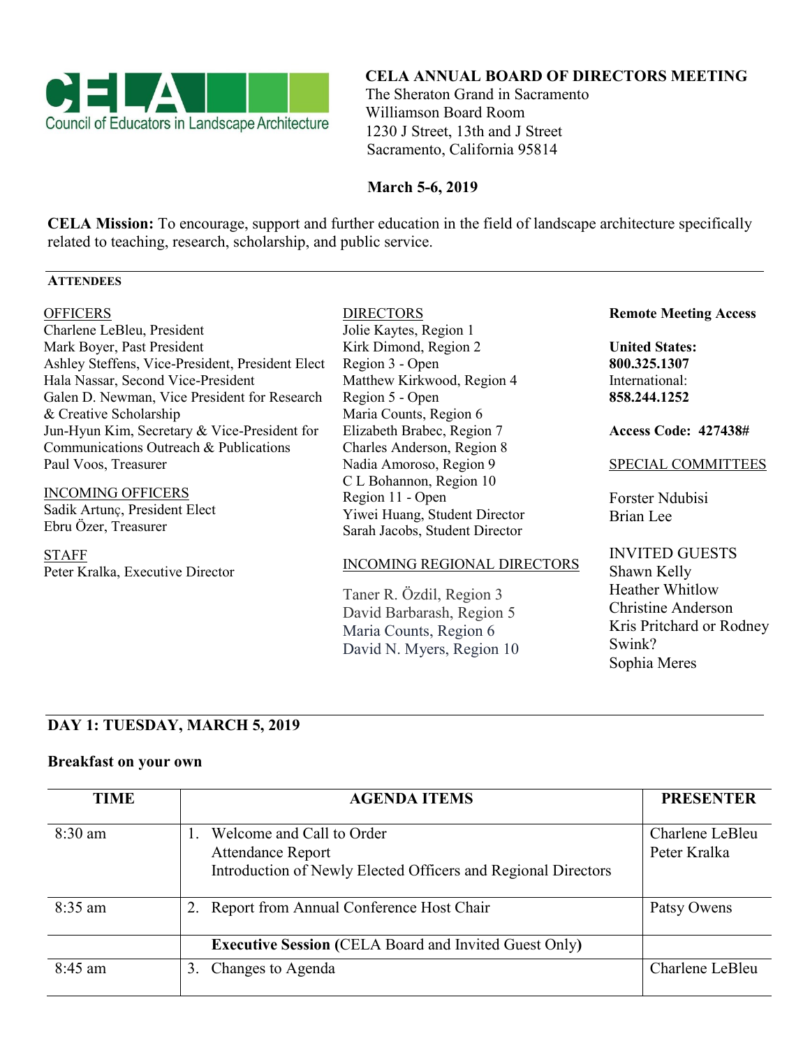CELA Council of Educators in Landscape Architecture

# CELA ANNUAL BOARD OF DIRECTORS MEETING

The Sheraton Grand in Sacramento
Williamson Board Room
1230 J Street, 13th and J Street
Sacramento, California 95814

**March 5-6, 2019**

**CELA Mission:** To encourage, support and further education in the field of landscape architecture specifically related to teaching, research, scholarship, and public service.

## ATTENDEES

OFFICERS
Charlene LeBleu, President
Mark Boyer, Past President
Ashley Steffens, Vice-President, President Elect
Hala Nassar, Second Vice-President
Galen D. Newman, Vice President for Research & Creative Scholarship
Jun-Hyun Kim, Secretary & Vice-President for Communications Outreach & Publications
Paul Voos, Treasurer

INCOMING OFFICERS
Sadik Artunç, President Elect
Ebru Özer, Treasurer

STAFF
Peter Kralka, Executive Director

DIRECTORS
Jolie Kaytes, Region 1
Kirk Dimond, Region 2
Region 3 - Open
Matthew Kirkwood, Region 4
Region 5 - Open
Maria Counts, Region 6
Elizabeth Brabec, Region 7
Charles Anderson, Region 8
Nadia Amoroso, Region 9
C L Bohannon, Region 10
Region 11 - Open
Yiwei Huang, Student Director
Sarah Jacobs, Student Director

INCOMING REGIONAL DIRECTORS
Taner R. Özdil, Region 3
David Barbarash, Region 5
Maria Counts, Region 6
David N. Myers, Region 10

**Remote Meeting Access**

**United States:**
**800.325.1307**
International:
**858.244.1252**

**Access Code: 427438#**

SPECIAL COMMITTEES
Forster Ndubisi
Brian Lee

INVITED GUESTS
Shawn Kelly
Heather Whitlow
Christine Anderson
Kris Pritchard or Rodney Swink?
Sophia Meres

## DAY 1: TUESDAY, MARCH 5, 2019

**Breakfast on your own**

| TIME | AGENDA ITEMS | PRESENTER |
|---|---|---|
| 8:30 am | 1. Welcome and Call to Order<br>Attendance Report<br>Introduction of Newly Elected Officers and Regional Directors | Charlene LeBleu<br>Peter Kralka |
| 8:35 am | 2. Report from Annual Conference Host Chair | Patsy Owens |
| | **Executive Session (**CELA Board and Invited Guest Only**)** | |
| 8:45 am | 3. Changes to Agenda | Charlene LeBleu |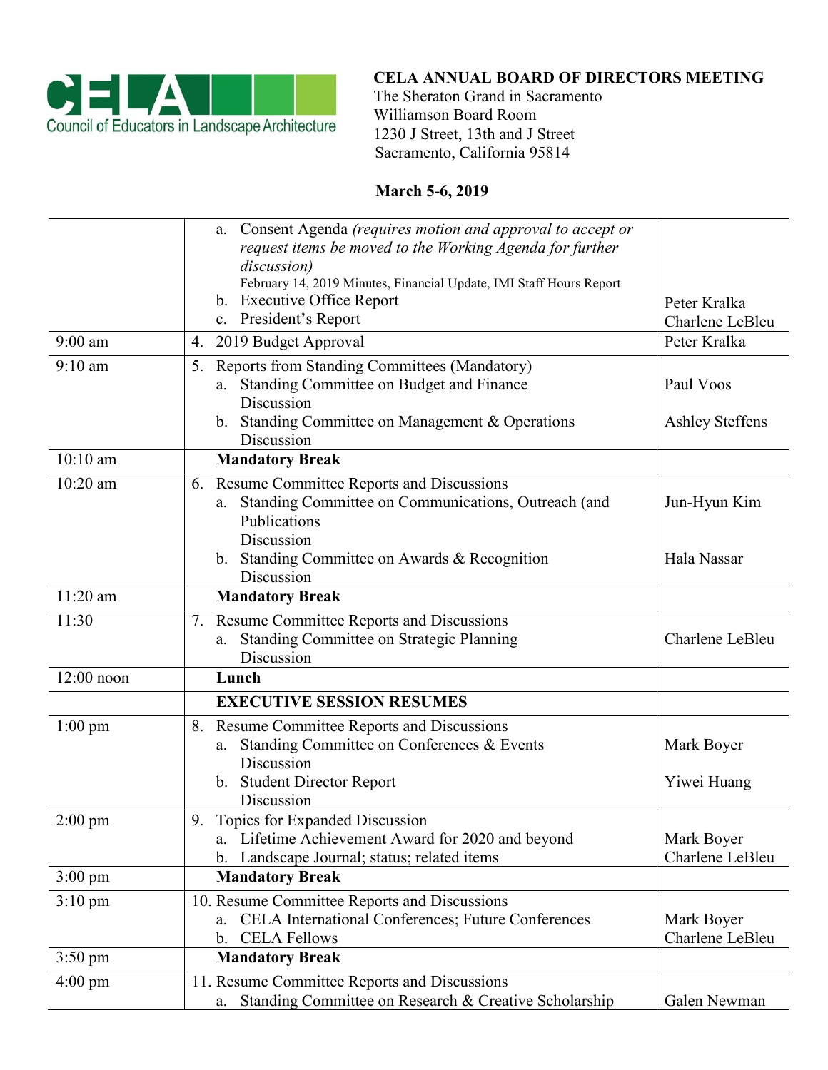CELA Council of Educators in Landscape Architecture

**CELA ANNUAL BOARD OF DIRECTORS MEETING**
The Sheraton Grand in Sacramento
Williamson Board Room
1230 J Street, 13th and J Street
Sacramento, California 95814

**March 5-6, 2019**

| | | |
|---|---|---|
| | a. Consent Agenda *(requires motion and approval to accept or request items be moved to the Working Agenda for further discussion)* February 14, 2019 Minutes, Financial Update, IMI Staff Hours Report<br>b. Executive Office Report<br>c. President's Report | <br><br>Peter Kralka<br>Charlene LeBleu |
| 9:00 am | 4. 2019 Budget Approval | Peter Kralka |
| 9:10 am | 5. Reports from Standing Committees (Mandatory)<br>a. Standing Committee on Budget and Finance Discussion<br>b. Standing Committee on Management & Operations Discussion | <br>Paul Voos<br>Ashley Steffens |
| 10:10 am | **Mandatory Break** | |
| 10:20 am | 6. Resume Committee Reports and Discussions<br>a. Standing Committee on Communications, Outreach (and Publications Discussion<br>b. Standing Committee on Awards & Recognition Discussion | <br>Jun-Hyun Kim<br>Hala Nassar |
| 11:20 am | **Mandatory Break** | |
| 11:30 | 7. Resume Committee Reports and Discussions<br>a. Standing Committee on Strategic Planning Discussion | <br>Charlene LeBleu |
| 12:00 noon | **Lunch** | |
| | **EXECUTIVE SESSION RESUMES** | |
| 1:00 pm | 8. Resume Committee Reports and Discussions<br>a. Standing Committee on Conferences & Events Discussion<br>b. Student Director Report Discussion | <br>Mark Boyer<br>Yiwei Huang |
| 2:00 pm | 9. Topics for Expanded Discussion<br>a. Lifetime Achievement Award for 2020 and beyond<br>b. Landscape Journal; status; related items | <br>Mark Boyer<br>Charlene LeBleu |
| 3:00 pm | **Mandatory Break** | |
| 3:10 pm | 10. Resume Committee Reports and Discussions<br>a. CELA International Conferences; Future Conferences<br>b. CELA Fellows | <br>Mark Boyer<br>Charlene LeBleu |
| 3:50 pm | **Mandatory Break** | |
| 4:00 pm | 11. Resume Committee Reports and Discussions<br>a. Standing Committee on Research & Creative Scholarship | <br>Galen Newman |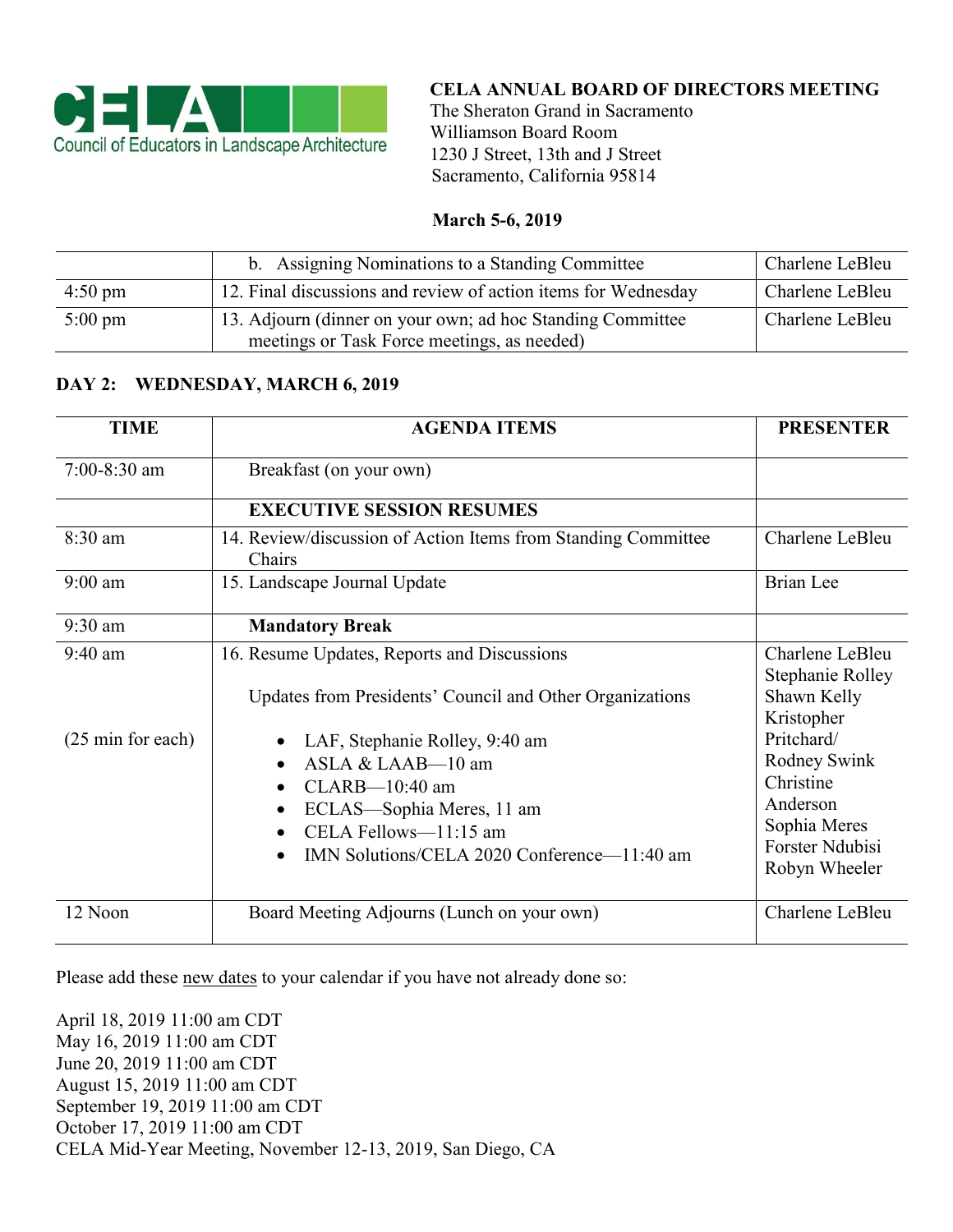**CELA ANNUAL BOARD OF DIRECTORS MEETING**
The Sheraton Grand in Sacramento
Williamson Board Room
1230 J Street, 13th and J Street
Sacramento, California 95814

**March 5-6, 2019**

| | | |
|---|---|---|
| | b. Assigning Nominations to a Standing Committee | Charlene LeBleu |
| 4:50 pm | 12. Final discussions and review of action items for Wednesday | Charlene LeBleu |
| 5:00 pm | 13. Adjourn (dinner on your own; ad hoc Standing Committee meetings or Task Force meetings, as needed) | Charlene LeBleu |

**DAY 2: WEDNESDAY, MARCH 6, 2019**

| TIME | AGENDA ITEMS | PRESENTER |
|---|---|---|
| 7:00-8:30 am | Breakfast (on your own) | |
| | **EXECUTIVE SESSION RESUMES** | |
| 8:30 am | 14. Review/discussion of Action Items from Standing Committee Chairs | Charlene LeBleu |
| 9:00 am | 15. Landscape Journal Update | Brian Lee |
| 9:30 am | **Mandatory Break** | |
| 9:40 am<br><br>(25 min for each) | 16. Resume Updates, Reports and Discussions<br><br>Updates from Presidents' Council and Other Organizations<br><br>• LAF, Stephanie Rolley, 9:40 am<br>• ASLA & LAAB—10 am<br>• CLARB—10:40 am<br>• ECLAS—Sophia Meres, 11 am<br>• CELA Fellows—11:15 am<br>• IMN Solutions/CELA 2020 Conference—11:40 am | Charlene LeBleu<br>Stephanie Rolley<br>Shawn Kelly<br>Kristopher Pritchard/<br>Rodney Swink<br>Christine Anderson<br>Sophia Meres<br>Forster Ndubisi<br>Robyn Wheeler |
| 12 Noon | Board Meeting Adjourns (Lunch on your own) | Charlene LeBleu |

Please add these new dates to your calendar if you have not already done so:

April 18, 2019 11:00 am CDT
May 16, 2019 11:00 am CDT
June 20, 2019 11:00 am CDT
August 15, 2019 11:00 am CDT
September 19, 2019 11:00 am CDT
October 17, 2019 11:00 am CDT
CELA Mid-Year Meeting, November 12-13, 2019, San Diego, CA